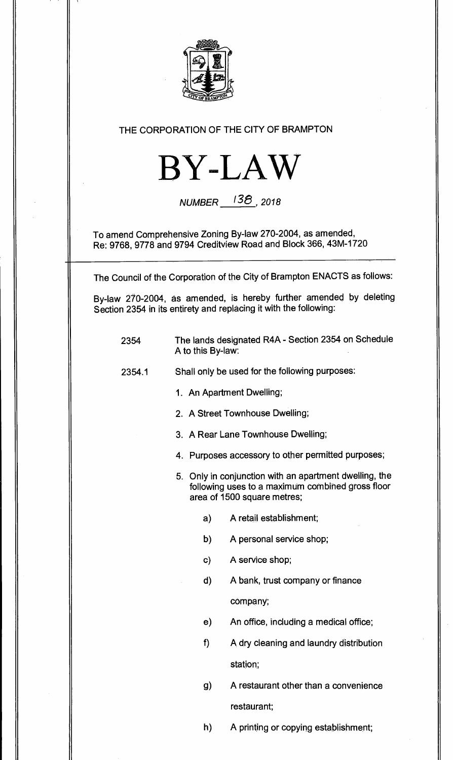THE CORPORATION OF THE CITY OF BRAMPTON

# BY-LAW

NUMBER 138, 2018

To amend Comprehensive Zoning By-law 270-2004, as amended, Re: 9768, 9778 and 9794 Creditview Road and Block 366, 43M-1720

The Council of the Corporation of the City of Brampton ENACTS as follows:

By-law 270-2004, as amended, is hereby further amended by deleting Section 2354 in its entirety and replacing it with the following:

2354 The lands designated R4A - Section 2354 on Schedule A to this By-law:

2354.1 Shall only be used for the following purposes:

1. An Apartment Dwelling;
2. A Street Townhouse Dwelling;
3. A Rear Lane Townhouse Dwelling;
4. Purposes accessory to other permitted purposes;
5. Only in conjunction with an apartment dwelling, the following uses to a maximum combined gross floor area of 1500 square metres;

    a) A retail establishment;

    b) A personal service shop;

    c) A service shop;

    d) A bank, trust company or finance company;

    e) An office, including a medical office;

    f) A dry cleaning and laundry distribution station;

    g) A restaurant other than a convenience restaurant;

    h) A printing or copying establishment;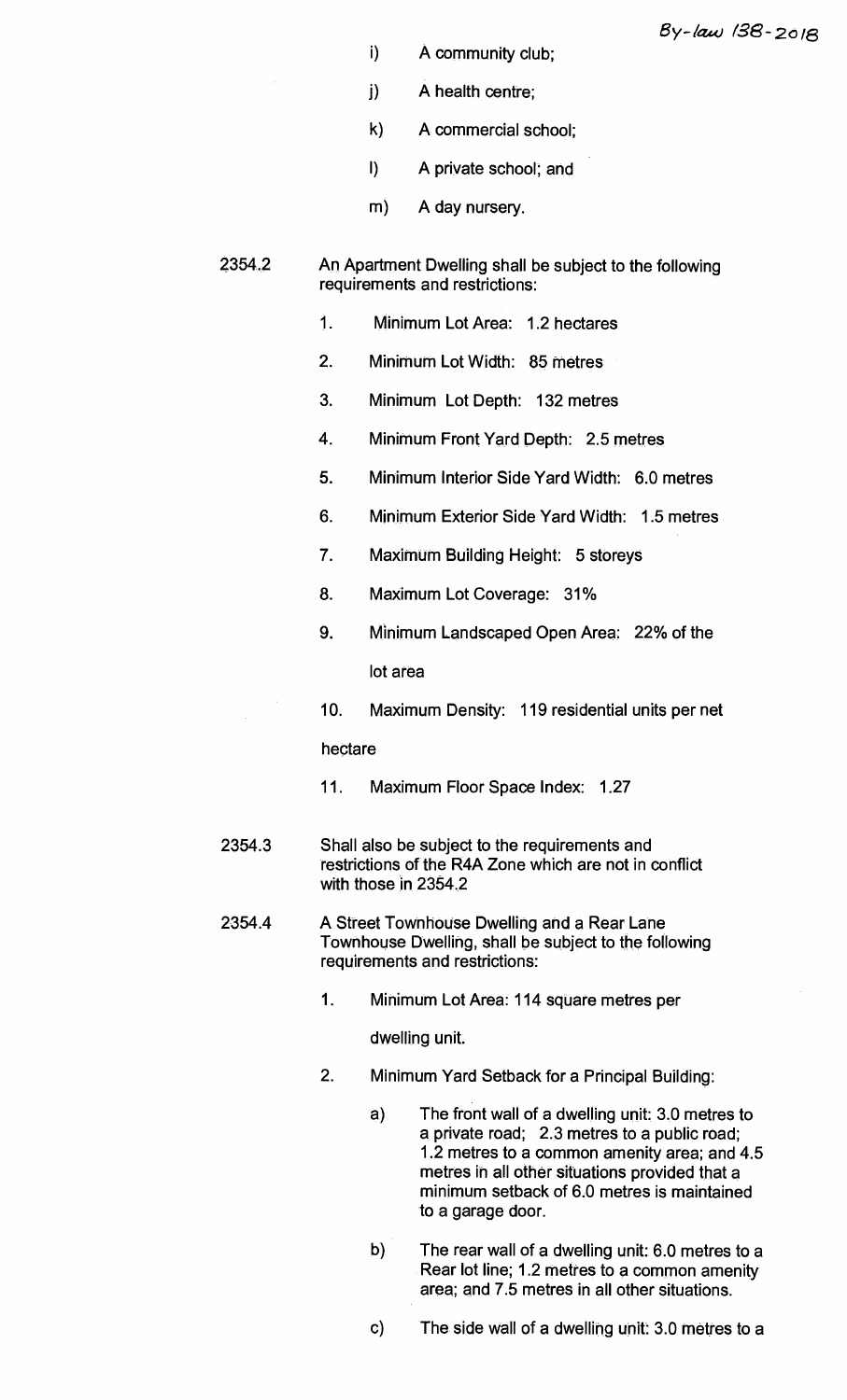i) A community club;

j) A health centre;

k) A commercial school;

l) A private school; and

m) A day nursery.

2354.2 An Apartment Dwelling shall be subject to the following requirements and restrictions:

1. Minimum Lot Area: 1.2 hectares
2. Minimum Lot Width: 85 metres
3. Minimum Lot Depth: 132 metres
4. Minimum Front Yard Depth: 2.5 metres
5. Minimum Interior Side Yard Width: 6.0 metres
6. Minimum Exterior Side Yard Width: 1.5 metres
7. Maximum Building Height: 5 storeys
8. Maximum Lot Coverage: 31%
9. Minimum Landscaped Open Area: 22% of the lot area
10. Maximum Density: 119 residential units per net hectare
11. Maximum Floor Space Index: 1.27

2354.3 Shall also be subject to the requirements and restrictions of the R4A Zone which are not in conflict with those in 2354.2

2354.4 A Street Townhouse Dwelling and a Rear Lane Townhouse Dwelling, shall be subject to the following requirements and restrictions:

1. Minimum Lot Area: 114 square metres per dwelling unit.
2. Minimum Yard Setback for a Principal Building:
   a) The front wall of a dwelling unit: 3.0 metres to a private road; 2.3 metres to a public road; 1.2 metres to a common amenity area; and 4.5 metres in all other situations provided that a minimum setback of 6.0 metres is maintained to a garage door.
   b) The rear wall of a dwelling unit: 6.0 metres to a Rear lot line; 1.2 metres to a common amenity area; and 7.5 metres in all other situations.
   c) The side wall of a dwelling unit: 3.0 metres to a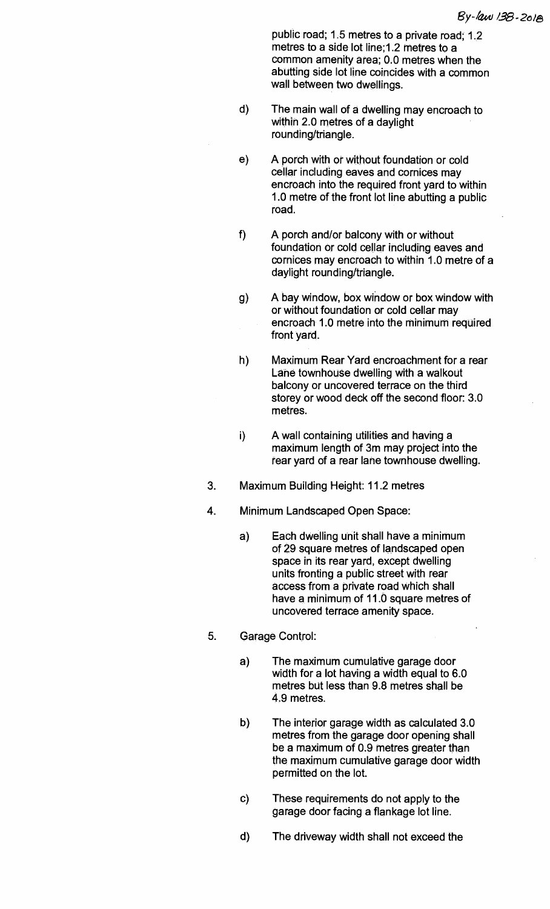public road; 1.5 metres to a private road; 1.2 metres to a side lot line;1.2 metres to a common amenity area; 0.0 metres when the abutting side lot line coincides with a common wall between two dwellings.

d) The main wall of a dwelling may encroach to within 2.0 metres of a daylight rounding/triangle.

e) A porch with or without foundation or cold cellar including eaves and cornices may encroach into the required front yard to within 1.0 metre of the front lot line abutting a public road.

f) A porch and/or balcony with or without foundation or cold cellar including eaves and cornices may encroach to within 1.0 metre of a daylight rounding/triangle.

g) A bay window, box window or box window with or without foundation or cold cellar may encroach 1.0 metre into the minimum required front yard.

h) Maximum Rear Yard encroachment for a rear Lane townhouse dwelling with a walkout balcony or uncovered terrace on the third storey or wood deck off the second floor: 3.0 metres.

i) A wall containing utilities and having a maximum length of 3m may project into the rear yard of a rear lane townhouse dwelling.

3. Maximum Building Height: 11.2 metres

4. Minimum Landscaped Open Space:

   a) Each dwelling unit shall have a minimum of 29 square metres of landscaped open space in its rear yard, except dwelling units fronting a public street with rear access from a private road which shall have a minimum of 11.0 square metres of uncovered terrace amenity space.

5. Garage Control:

   a) The maximum cumulative garage door width for a lot having a width equal to 6.0 metres but less than 9.8 metres shall be 4.9 metres.

   b) The interior garage width as calculated 3.0 metres from the garage door opening shall be a maximum of 0.9 metres greater than the maximum cumulative garage door width permitted on the lot.

   c) These requirements do not apply to the garage door facing a flankage lot line.

   d) The driveway width shall not exceed the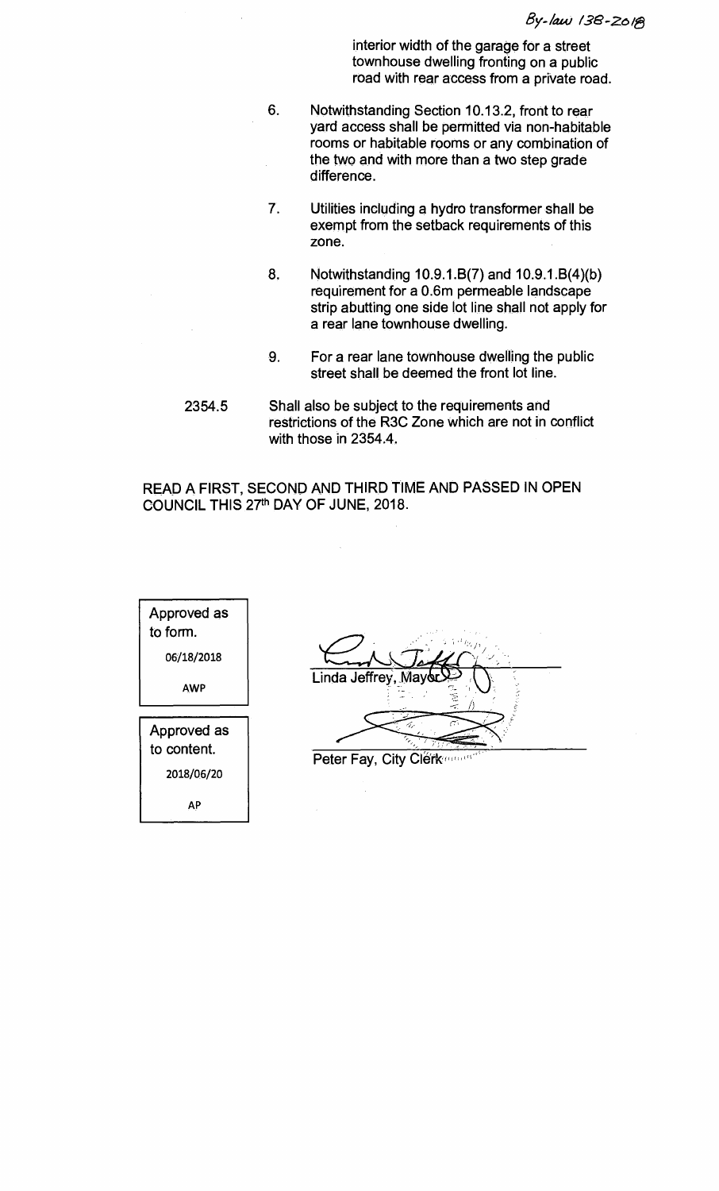interior width of the garage for a street townhouse dwelling fronting on a public road with rear access from a private road.

6. Notwithstanding Section 10.13.2, front to rear yard access shall be permitted via non-habitable rooms or habitable rooms or any combination of the two and with more than a two step grade difference.

7. Utilities including a hydro transformer shall be exempt from the setback requirements of this zone.

8. Notwithstanding 10.9.1.B(7) and 10.9.1.B(4)(b) requirement for a 0.6m permeable landscape strip abutting one side lot line shall not apply for a rear lane townhouse dwelling.

9. For a rear lane townhouse dwelling the public street shall be deemed the front lot line.

2354.5 Shall also be subject to the requirements and restrictions of the R3C Zone which are not in conflict with those in 2354.4.

READ A FIRST, SECOND AND THIRD TIME AND PASSED IN OPEN COUNCIL THIS 27th DAY OF JUNE, 2018.

Approved as to form.
06/18/2018
AWP

Approved as to content.
2018/06/20
AP

Linda Jeffrey, Mayor

Peter Fay, City Clerk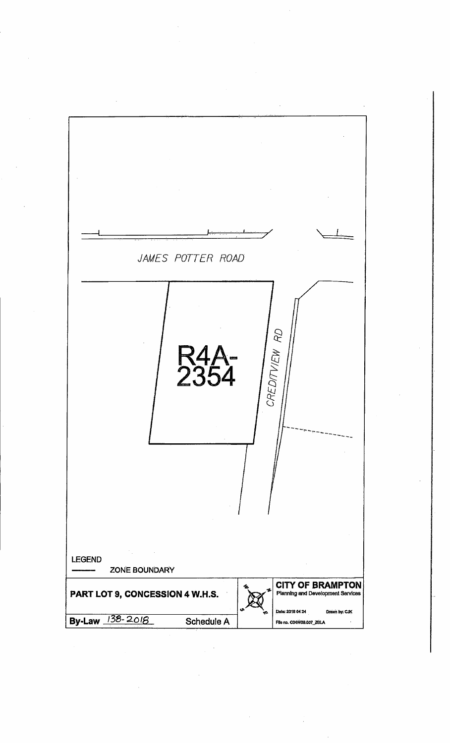JAMES POTTER ROAD

R4A-2354

CREDITVIEW RD

LEGEND

ZONE BOUNDARY

**PART LOT 9, CONCESSION 4 W.H.S.**

**By-Law** 138-2018 **Schedule A**

**CITY OF BRAMPTON**
**Planning and Development Services**

Date: 2018 04 24 Drawn by: CJK

File no. C04W09.007_ZBLA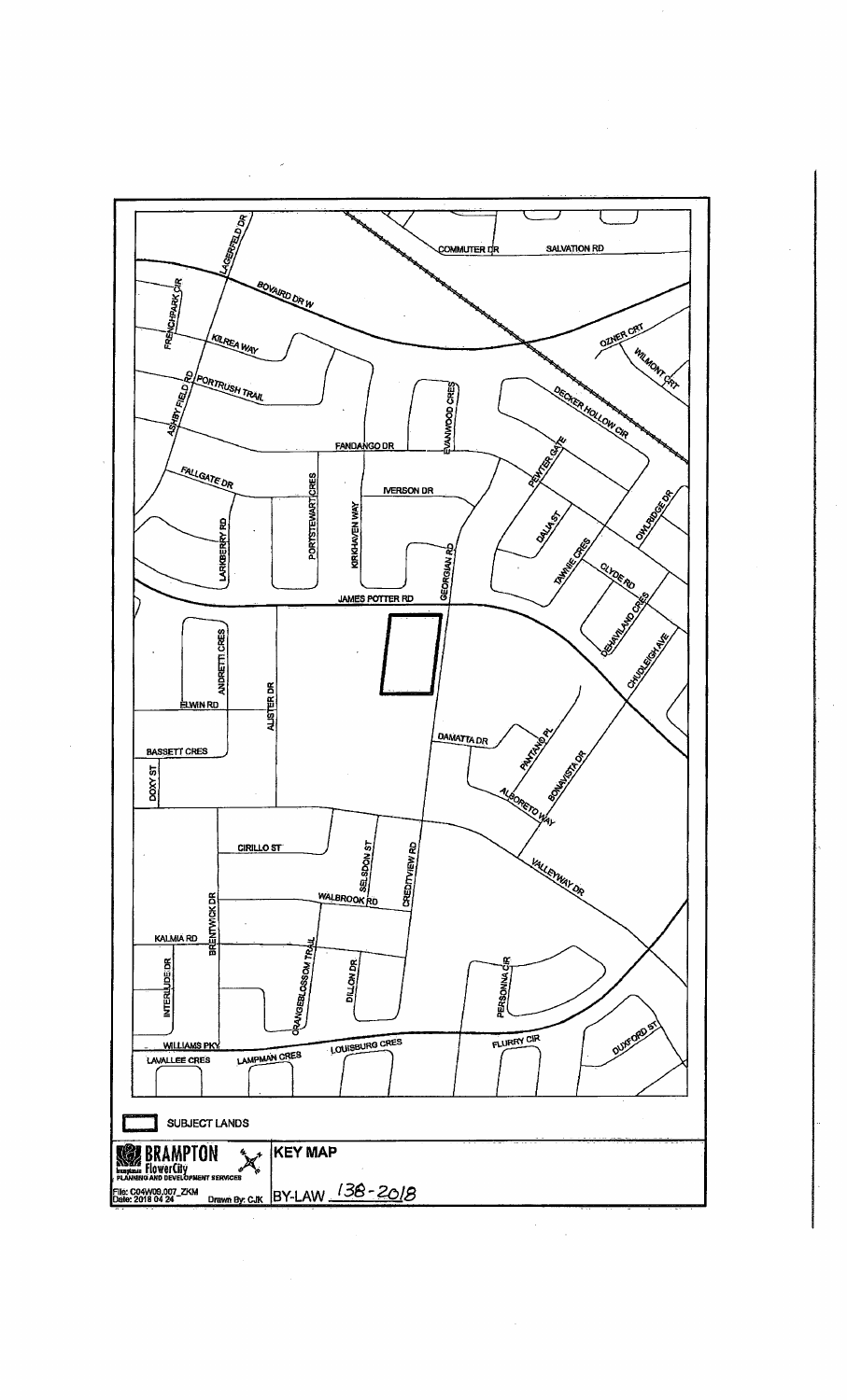COMMUTER DR

SALVATION RD

LAGERFELD DR

BOVAIRD DR W

FRENCHPARK CIR

KILREA WAY

OZNER CRT

WILMONT CRT

ASHBY FIELD RD

PORTRUSH TRAIL

EVANWOOD CRES

DECKER HOLLOW CIR

FANDANGO DR

PEWTER GATE

FALLGATE DR

PORTSTEWART CRES

IVERSON DR

OWLRIDGE DR

LARKBERRY RD

KIRKHAVEN WAY

GEORGIAN RD

DALIA ST

TAWNIE CRES

CLYDE RD

JAMES POTTER RD

DEHAVILAND CRES

CHUDLEIGH AVE

ANDRETTI CRES

ALISTER DR

ELWIN RD

DAMATTA DR

PANTANO PL

BONAVISTA DR

BASSETT CRES

DOXY ST

ALBORETO WAY

CIRILLO ST

SELSDON ST

CREDITVIEW RD

VALLEYWAY DR

WALBROOK RD

BRENTWICK DR

KALMIA RD

INTERLUDE DR

ORANGEBLOSSOM TRAIL

DILLON DR

PERSONNA CIR

WILLIAMS PKY

LOUISBURG CRES

FLURRY CIR

DUXFORD ST

LAVALLEE CRES

LAMPMAN CRES

SUBJECT LANDS

BRAMPTON
FlowerCity
PLANNING AND DEVELOPMENT SERVICES

File: C04W09.007_ZKM
Date: 2018 04 24

Drawn By: CJK

KEY MAP

BY-LAW 138-2018